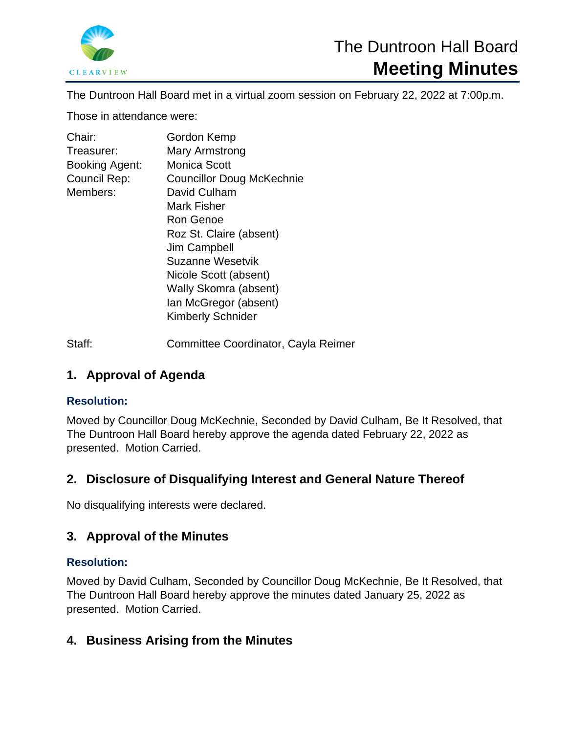# The Duntroon Hall Board
## Meeting Minutes

The Duntroon Hall Board met in a virtual zoom session on February 22, 2022 at 7:00p.m.

Those in attendance were:

| | |
|---|---|
| Chair: | Gordon Kemp |
| Treasurer: | Mary Armstrong |
| Booking Agent: | Monica Scott |
| Council Rep: | Councillor Doug McKechnie |
| Members: | David Culham |
| | Mark Fisher |
| | Ron Genoe |
| | Roz St. Claire (absent) |
| | Jim Campbell |
| | Suzanne Wesetvik |
| | Nicole Scott (absent) |
| | Wally Skomra (absent) |
| | Ian McGregor (absent) |
| | Kimberly Schnider |
| Staff: | Committee Coordinator, Cayla Reimer |

## 1. Approval of Agenda

**Resolution:**

Moved by Councillor Doug McKechnie, Seconded by David Culham, Be It Resolved, that The Duntroon Hall Board hereby approve the agenda dated February 22, 2022 as presented. Motion Carried.

## 2. Disclosure of Disqualifying Interest and General Nature Thereof

No disqualifying interests were declared.

## 3. Approval of the Minutes

**Resolution:**

Moved by David Culham, Seconded by Councillor Doug McKechnie, Be It Resolved, that The Duntroon Hall Board hereby approve the minutes dated January 25, 2022 as presented. Motion Carried.

## 4. Business Arising from the Minutes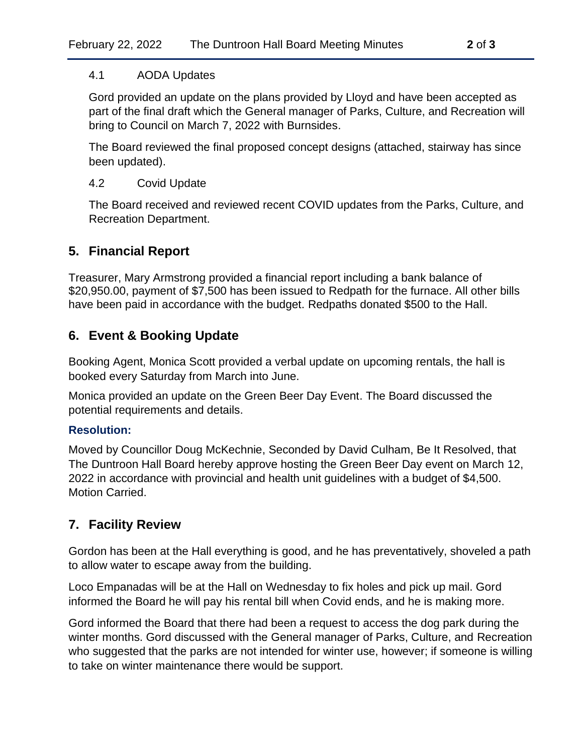### 4.1 AODA Updates

Gord provided an update on the plans provided by Lloyd and have been accepted as part of the final draft which the General manager of Parks, Culture, and Recreation will bring to Council on March 7, 2022 with Burnsides.

The Board reviewed the final proposed concept designs (attached, stairway has since been updated).

### 4.2 Covid Update

The Board received and reviewed recent COVID updates from the Parks, Culture, and Recreation Department.

## 5. Financial Report

Treasurer, Mary Armstrong provided a financial report including a bank balance of $20,950.00, payment of $7,500 has been issued to Redpath for the furnace. All other bills have been paid in accordance with the budget. Redpaths donated $500 to the Hall.

## 6. Event & Booking Update

Booking Agent, Monica Scott provided a verbal update on upcoming rentals, the hall is booked every Saturday from March into June.

Monica provided an update on the Green Beer Day Event. The Board discussed the potential requirements and details.

**Resolution:**

Moved by Councillor Doug McKechnie, Seconded by David Culham, Be It Resolved, that The Duntroon Hall Board hereby approve hosting the Green Beer Day event on March 12, 2022 in accordance with provincial and health unit guidelines with a budget of $4,500. Motion Carried.

## 7. Facility Review

Gordon has been at the Hall everything is good, and he has preventatively, shoveled a path to allow water to escape away from the building.

Loco Empanadas will be at the Hall on Wednesday to fix holes and pick up mail. Gord informed the Board he will pay his rental bill when Covid ends, and he is making more.

Gord informed the Board that there had been a request to access the dog park during the winter months. Gord discussed with the General manager of Parks, Culture, and Recreation who suggested that the parks are not intended for winter use, however; if someone is willing to take on winter maintenance there would be support.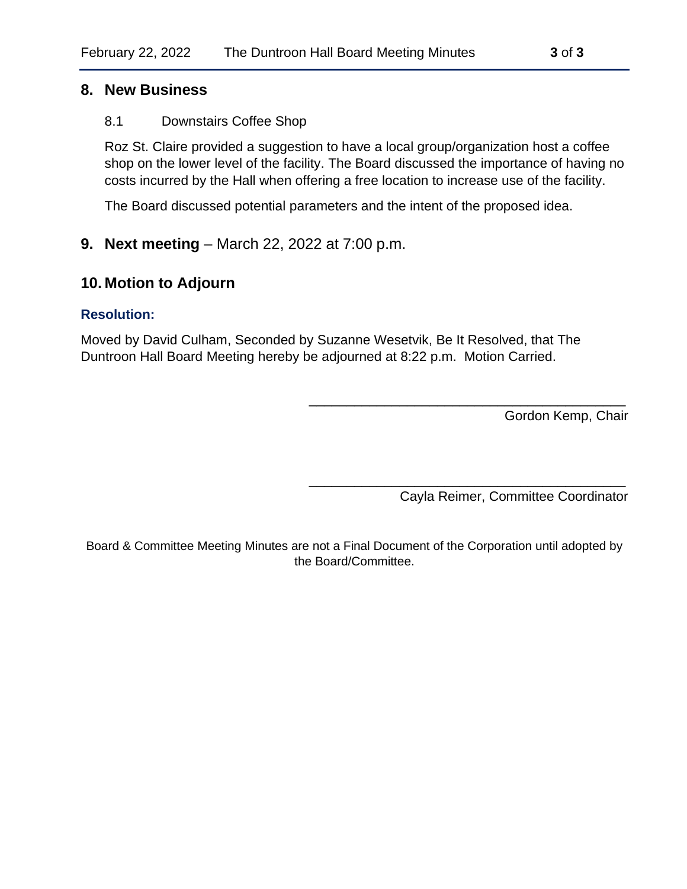## 8. New Business

8.1 Downstairs Coffee Shop

Roz St. Claire provided a suggestion to have a local group/organization host a coffee shop on the lower level of the facility. The Board discussed the importance of having no costs incurred by the Hall when offering a free location to increase use of the facility.

The Board discussed potential parameters and the intent of the proposed idea.

## 9. Next meeting – March 22, 2022 at 7:00 p.m.

## 10. Motion to Adjourn

**Resolution:**

Moved by David Culham, Seconded by Suzanne Wesetvik, Be It Resolved, that The Duntroon Hall Board Meeting hereby be adjourned at 8:22 p.m. Motion Carried.

\_\_\_\_\_\_\_\_\_\_\_\_\_\_\_\_\_\_\_\_\_\_\_\_\_\_\_\_\_\_\_\_\_\_\_\_\_\_\_\_
Gordon Kemp, Chair

\_\_\_\_\_\_\_\_\_\_\_\_\_\_\_\_\_\_\_\_\_\_\_\_\_\_\_\_\_\_\_\_\_\_\_\_\_\_\_\_
Cayla Reimer, Committee Coordinator

Board & Committee Meeting Minutes are not a Final Document of the Corporation until adopted by the Board/Committee.